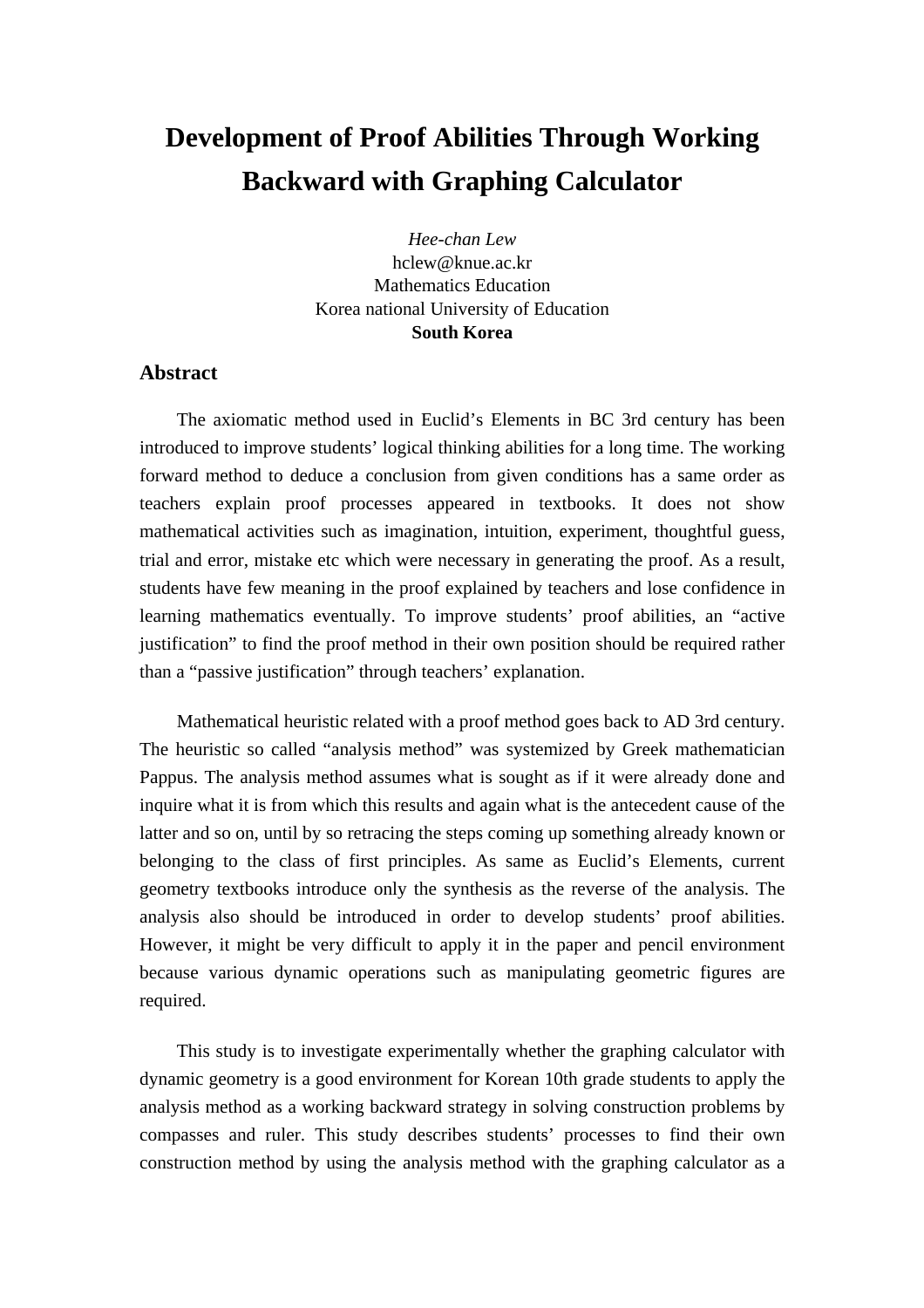# Development of Proof Abilities Through Working Backward with Graphing Calculator

*Hee-chan Lew*
hclew@knue.ac.kr
Mathematics Education
Korea national University of Education
**South Korea**

## Abstract

The axiomatic method used in Euclid's Elements in BC 3rd century has been introduced to improve students' logical thinking abilities for a long time. The working forward method to deduce a conclusion from given conditions has a same order as teachers explain proof processes appeared in textbooks. It does not show mathematical activities such as imagination, intuition, experiment, thoughtful guess, trial and error, mistake etc which were necessary in generating the proof. As a result, students have few meaning in the proof explained by teachers and lose confidence in learning mathematics eventually. To improve students' proof abilities, an "active justification" to find the proof method in their own position should be required rather than a "passive justification" through teachers' explanation.

Mathematical heuristic related with a proof method goes back to AD 3rd century. The heuristic so called "analysis method" was systemized by Greek mathematician Pappus. The analysis method assumes what is sought as if it were already done and inquire what it is from which this results and again what is the antecedent cause of the latter and so on, until by so retracing the steps coming up something already known or belonging to the class of first principles. As same as Euclid's Elements, current geometry textbooks introduce only the synthesis as the reverse of the analysis. The analysis also should be introduced in order to develop students' proof abilities. However, it might be very difficult to apply it in the paper and pencil environment because various dynamic operations such as manipulating geometric figures are required.

This study is to investigate experimentally whether the graphing calculator with dynamic geometry is a good environment for Korean 10th grade students to apply the analysis method as a working backward strategy in solving construction problems by compasses and ruler. This study describes students' processes to find their own construction method by using the analysis method with the graphing calculator as a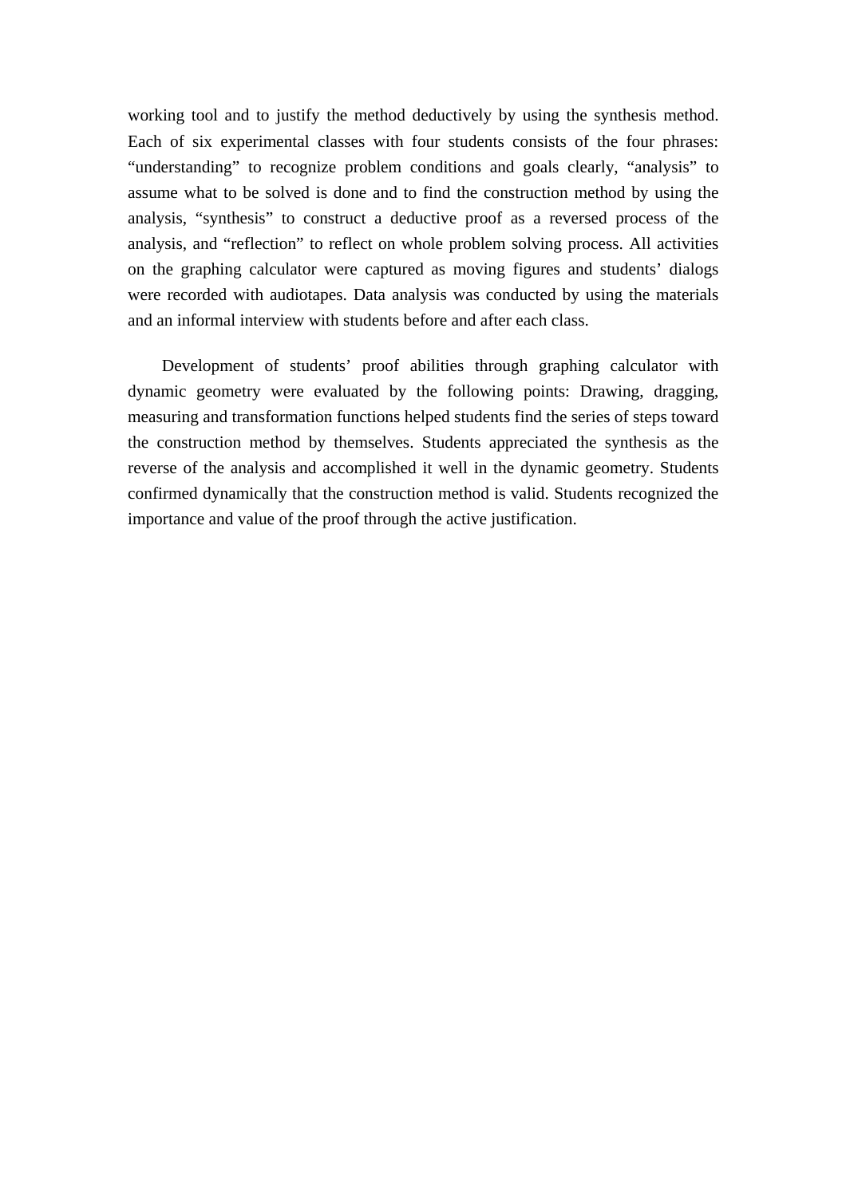working tool and to justify the method deductively by using the synthesis method. Each of six experimental classes with four students consists of the four phrases: "understanding" to recognize problem conditions and goals clearly, "analysis" to assume what to be solved is done and to find the construction method by using the analysis, "synthesis" to construct a deductive proof as a reversed process of the analysis, and "reflection" to reflect on whole problem solving process. All activities on the graphing calculator were captured as moving figures and students' dialogs were recorded with audiotapes. Data analysis was conducted by using the materials and an informal interview with students before and after each class.

Development of students' proof abilities through graphing calculator with dynamic geometry were evaluated by the following points: Drawing, dragging, measuring and transformation functions helped students find the series of steps toward the construction method by themselves. Students appreciated the synthesis as the reverse of the analysis and accomplished it well in the dynamic geometry. Students confirmed dynamically that the construction method is valid. Students recognized the importance and value of the proof through the active justification.